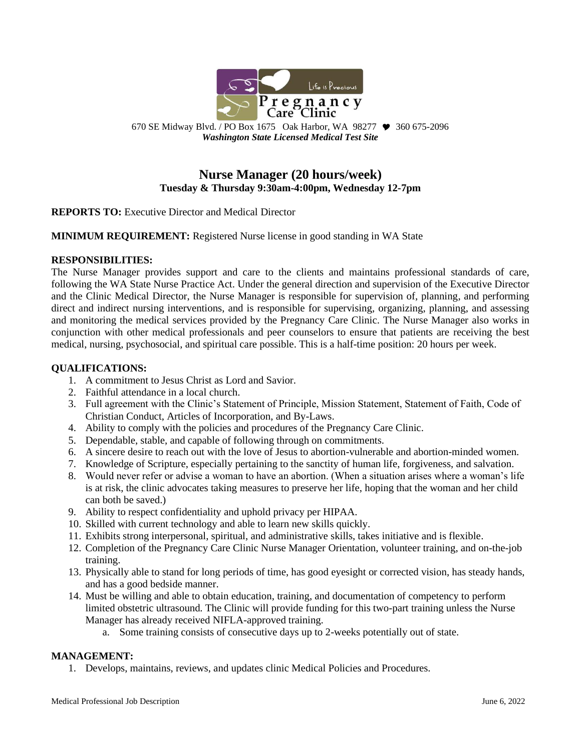Pregnancy Care Clinic — Life is Precious

670 SE Midway Blvd. / PO Box 1675 Oak Harbor, WA 98277 ♥ 360 675-2096
***Washington State Licensed Medical Test Site***

## Nurse Manager (20 hours/week)

**Tuesday & Thursday 9:30am-4:00pm, Wednesday 12-7pm**

**REPORTS TO:** Executive Director and Medical Director

**MINIMUM REQUIREMENT:** Registered Nurse license in good standing in WA State

**RESPONSIBILITIES:**

The Nurse Manager provides support and care to the clients and maintains professional standards of care, following the WA State Nurse Practice Act. Under the general direction and supervision of the Executive Director and the Clinic Medical Director, the Nurse Manager is responsible for supervision of, planning, and performing direct and indirect nursing interventions, and is responsible for supervising, organizing, planning, and assessing and monitoring the medical services provided by the Pregnancy Care Clinic. The Nurse Manager also works in conjunction with other medical professionals and peer counselors to ensure that patients are receiving the best medical, nursing, psychosocial, and spiritual care possible. This is a half-time position: 20 hours per week.

**QUALIFICATIONS:**

1. A commitment to Jesus Christ as Lord and Savior.
2. Faithful attendance in a local church.
3. Full agreement with the Clinic's Statement of Principle, Mission Statement, Statement of Faith, Code of Christian Conduct, Articles of Incorporation, and By-Laws.
4. Ability to comply with the policies and procedures of the Pregnancy Care Clinic.
5. Dependable, stable, and capable of following through on commitments.
6. A sincere desire to reach out with the love of Jesus to abortion-vulnerable and abortion-minded women.
7. Knowledge of Scripture, especially pertaining to the sanctity of human life, forgiveness, and salvation.
8. Would never refer or advise a woman to have an abortion. (When a situation arises where a woman's life is at risk, the clinic advocates taking measures to preserve her life, hoping that the woman and her child can both be saved.)
9. Ability to respect confidentiality and uphold privacy per HIPAA.
10. Skilled with current technology and able to learn new skills quickly.
11. Exhibits strong interpersonal, spiritual, and administrative skills, takes initiative and is flexible.
12. Completion of the Pregnancy Care Clinic Nurse Manager Orientation, volunteer training, and on-the-job training.
13. Physically able to stand for long periods of time, has good eyesight or corrected vision, has steady hands, and has a good bedside manner.
14. Must be willing and able to obtain education, training, and documentation of competency to perform limited obstetric ultrasound. The Clinic will provide funding for this two-part training unless the Nurse Manager has already received NIFLA-approved training.
    a. Some training consists of consecutive days up to 2-weeks potentially out of state.

**MANAGEMENT:**

1. Develops, maintains, reviews, and updates clinic Medical Policies and Procedures.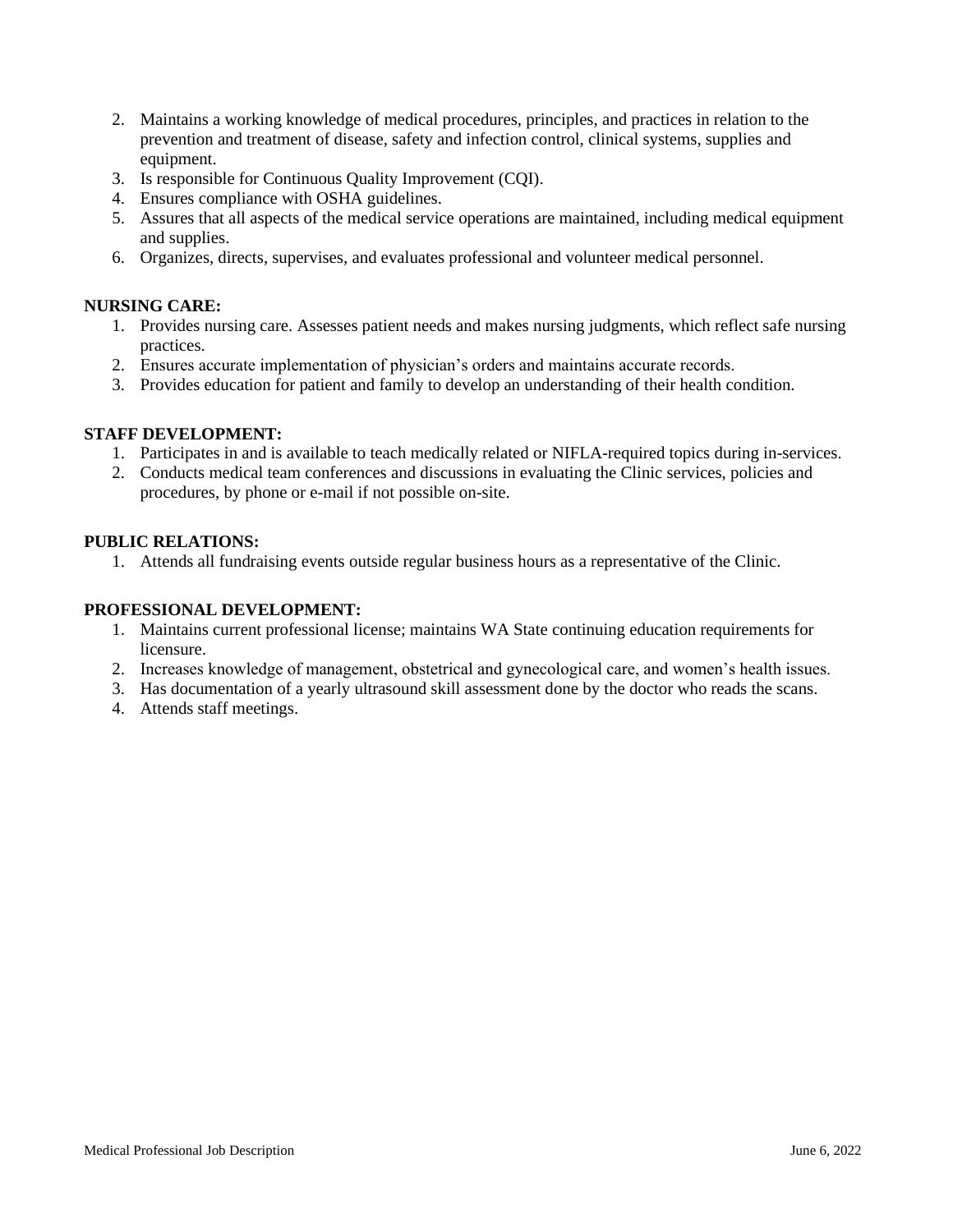2. Maintains a working knowledge of medical procedures, principles, and practices in relation to the prevention and treatment of disease, safety and infection control, clinical systems, supplies and equipment.
3. Is responsible for Continuous Quality Improvement (CQI).
4. Ensures compliance with OSHA guidelines.
5. Assures that all aspects of the medical service operations are maintained, including medical equipment and supplies.
6. Organizes, directs, supervises, and evaluates professional and volunteer medical personnel.

**NURSING CARE:**

1. Provides nursing care. Assesses patient needs and makes nursing judgments, which reflect safe nursing practices.
2. Ensures accurate implementation of physician's orders and maintains accurate records.
3. Provides education for patient and family to develop an understanding of their health condition.

**STAFF DEVELOPMENT:**

1. Participates in and is available to teach medically related or NIFLA-required topics during in-services.
2. Conducts medical team conferences and discussions in evaluating the Clinic services, policies and procedures, by phone or e-mail if not possible on-site.

**PUBLIC RELATIONS:**

1. Attends all fundraising events outside regular business hours as a representative of the Clinic.

**PROFESSIONAL DEVELOPMENT:**

1. Maintains current professional license; maintains WA State continuing education requirements for licensure.
2. Increases knowledge of management, obstetrical and gynecological care, and women's health issues.
3. Has documentation of a yearly ultrasound skill assessment done by the doctor who reads the scans.
4. Attends staff meetings.